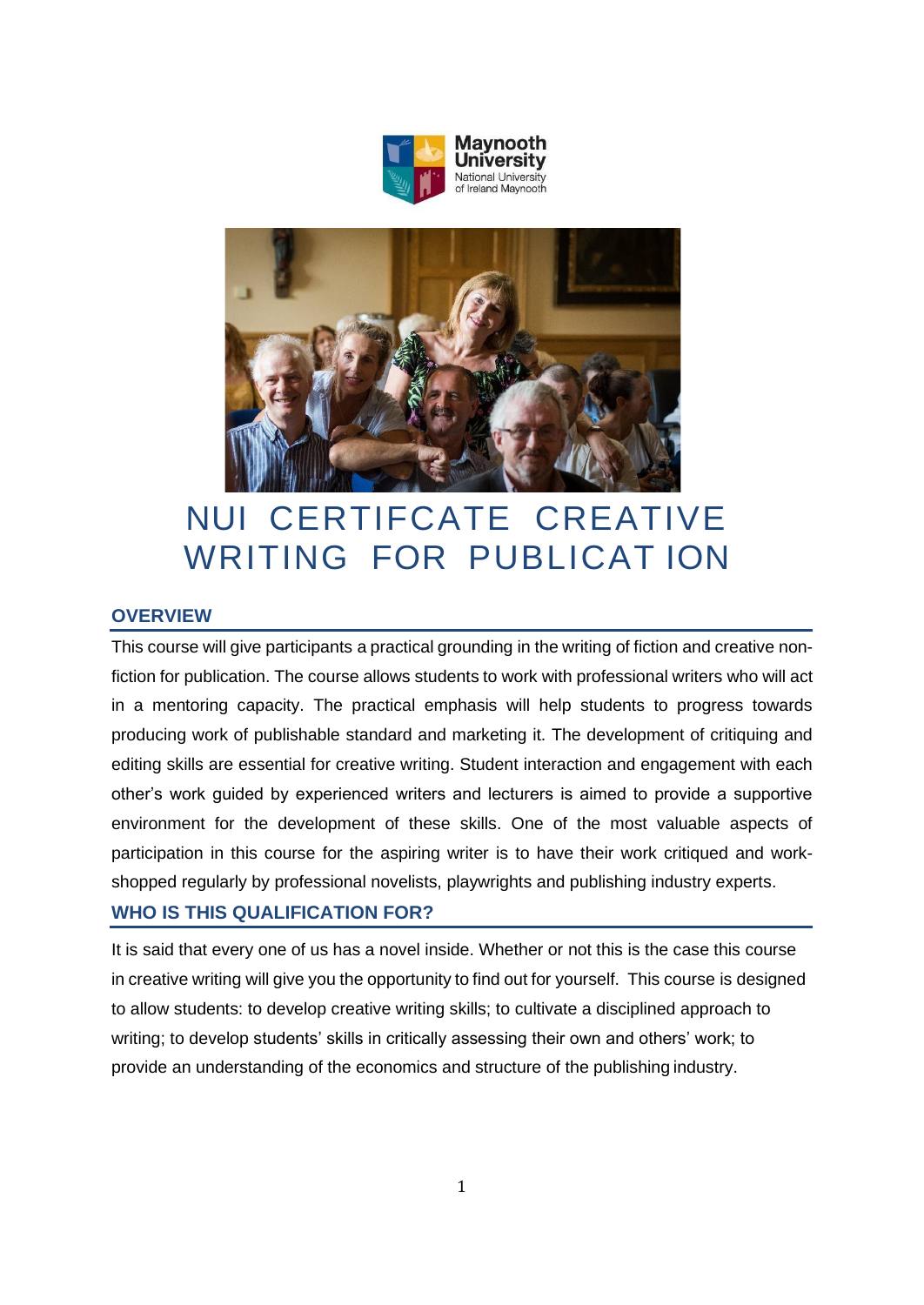# NUI CERTIFCATE CREATIVE WRITING FOR PUBLICATION

## OVERVIEW

This course will give participants a practical grounding in the writing of fiction and creative non-fiction for publication. The course allows students to work with professional writers who will act in a mentoring capacity. The practical emphasis will help students to progress towards producing work of publishable standard and marketing it. The development of critiquing and editing skills are essential for creative writing. Student interaction and engagement with each other's work guided by experienced writers and lecturers is aimed to provide a supportive environment for the development of these skills. One of the most valuable aspects of participation in this course for the aspiring writer is to have their work critiqued and work-shopped regularly by professional novelists, playwrights and publishing industry experts.

## WHO IS THIS QUALIFICATION FOR?

It is said that every one of us has a novel inside. Whether or not this is the case this course in creative writing will give you the opportunity to find out for yourself. This course is designed to allow students: to develop creative writing skills; to cultivate a disciplined approach to writing; to develop students' skills in critically assessing their own and others' work; to provide an understanding of the economics and structure of the publishing industry.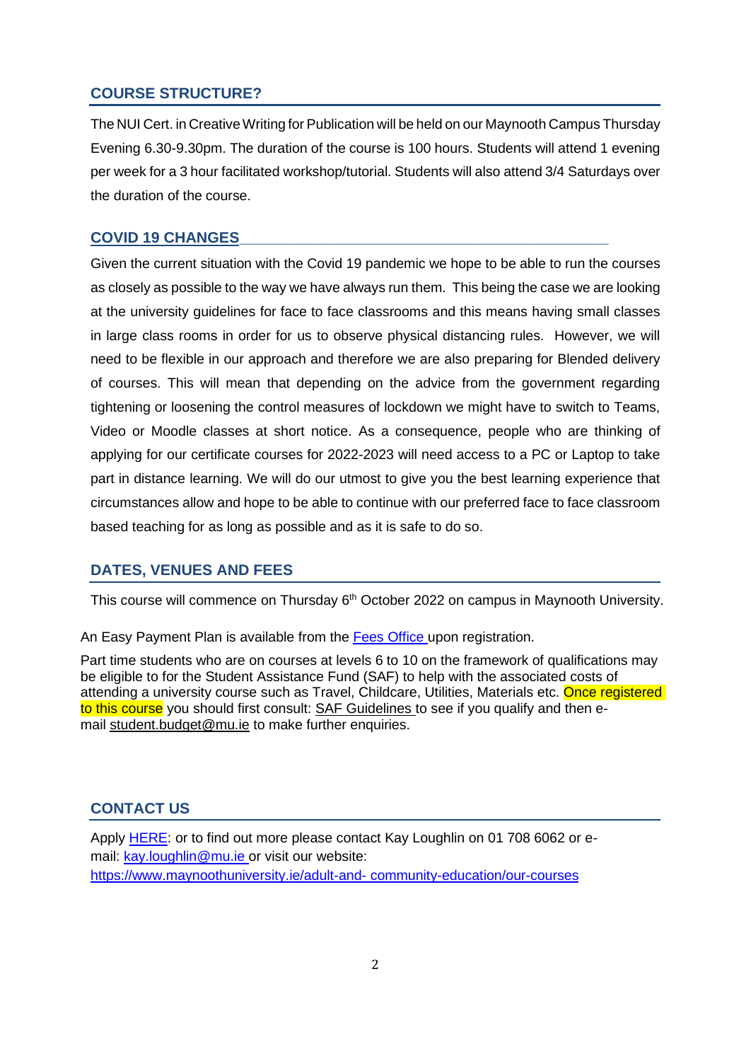## COURSE STRUCTURE?

The NUI Cert. in Creative Writing for Publication will be held on our Maynooth Campus Thursday Evening 6.30-9.30pm. The duration of the course is 100 hours. Students will attend 1 evening per week for a 3 hour facilitated workshop/tutorial. Students will also attend 3/4 Saturdays over the duration of the course.

## COVID 19 CHANGES

Given the current situation with the Covid 19 pandemic we hope to be able to run the courses as closely as possible to the way we have always run them. This being the case we are looking at the university guidelines for face to face classrooms and this means having small classes in large class rooms in order for us to observe physical distancing rules. However, we will need to be flexible in our approach and therefore we are also preparing for Blended delivery of courses. This will mean that depending on the advice from the government regarding tightening or loosening the control measures of lockdown we might have to switch to Teams, Video or Moodle classes at short notice. As a consequence, people who are thinking of applying for our certificate courses for 2022-2023 will need access to a PC or Laptop to take part in distance learning. We will do our utmost to give you the best learning experience that circumstances allow and hope to be able to continue with our preferred face to face classroom based teaching for as long as possible and as it is safe to do so.

## DATES, VENUES AND FEES

This course will commence on Thursday 6th October 2022 on campus in Maynooth University.

An Easy Payment Plan is available from the Fees Office upon registration.

Part time students who are on courses at levels 6 to 10 on the framework of qualifications may be eligible to for the Student Assistance Fund (SAF) to help with the associated costs of attending a university course such as Travel, Childcare, Utilities, Materials etc. Once registered to this course you should first consult: SAF Guidelines to see if you qualify and then e-mail student.budget@mu.ie to make further enquiries.

## CONTACT US

Apply HERE: or to find out more please contact Kay Loughlin on 01 708 6062 or e-mail: kay.loughlin@mu.ie or visit our website: https://www.maynoothuniversity.ie/adult-and- community-education/our-courses